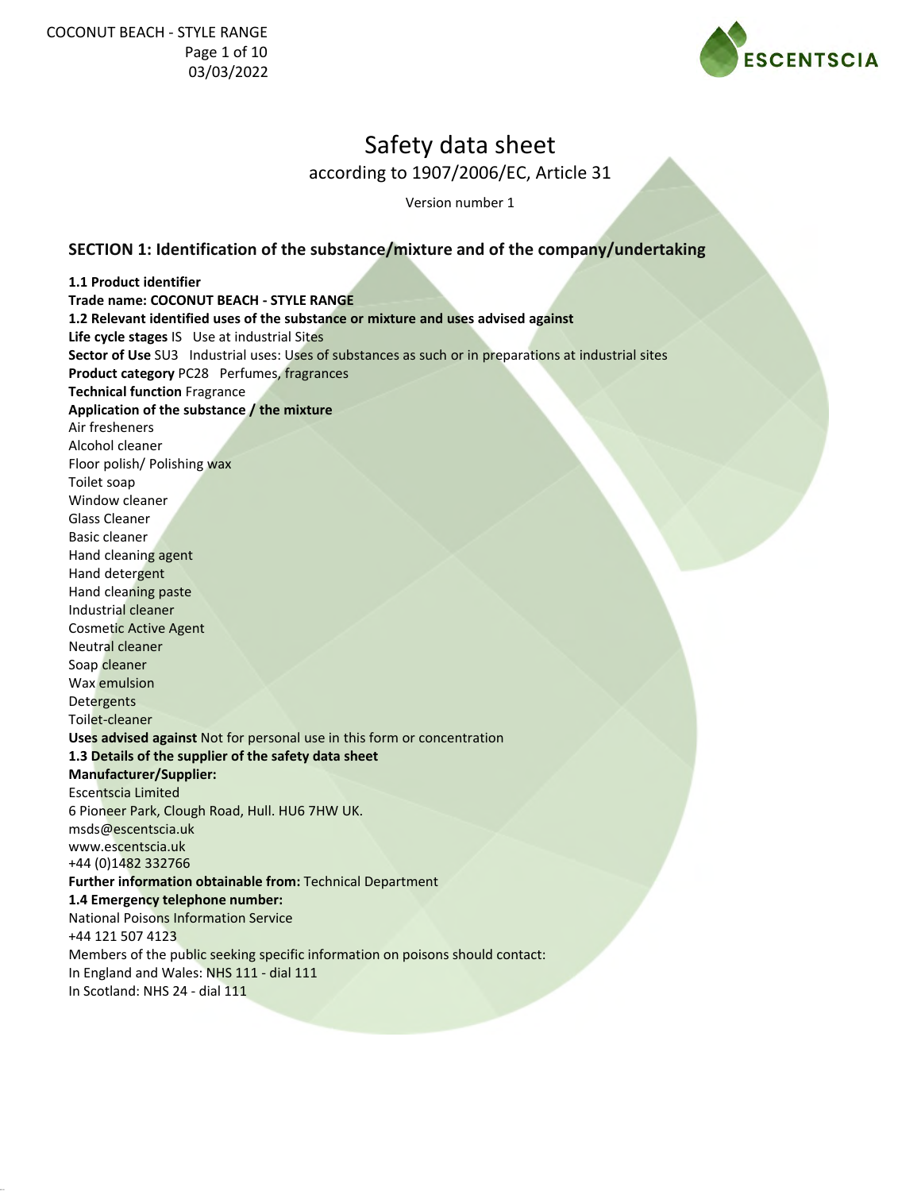# Safety data sheet

according to 1907/2006/EC, Article 31

Version number 1

## SECTION 1: Identification of the substance/mixture and of the company/undertaking

**1.1 Product identifier**

**Trade name: COCONUT BEACH - STYLE RANGE**

**1.2 Relevant identified uses of the substance or mixture and uses advised against**

**Life cycle stages** IS Use at industrial Sites

**Sector of Use** SU3 Industrial uses: Uses of substances as such or in preparations at industrial sites

**Product category** PC28 Perfumes, fragrances

**Technical function** Fragrance

**Application of the substance / the mixture**

Air fresheners
Alcohol cleaner
Floor polish/ Polishing wax
Toilet soap
Window cleaner
Glass Cleaner
Basic cleaner
Hand cleaning agent
Hand detergent
Hand cleaning paste
Industrial cleaner
Cosmetic Active Agent
Neutral cleaner
Soap cleaner
Wax emulsion
Detergents
Toilet-cleaner

**Uses advised against** Not for personal use in this form or concentration

**1.3 Details of the supplier of the safety data sheet**

**Manufacturer/Supplier:**

Escentscia Limited
6 Pioneer Park, Clough Road, Hull. HU6 7HW UK.
msds@escentscia.uk
www.escentscia.uk
+44 (0)1482 332766

**Further information obtainable from:** Technical Department

**1.4 Emergency telephone number:**

National Poisons Information Service
+44 121 507 4123
Members of the public seeking specific information on poisons should contact:
In England and Wales: NHS 111 - dial 111
In Scotland: NHS 24 - dial 111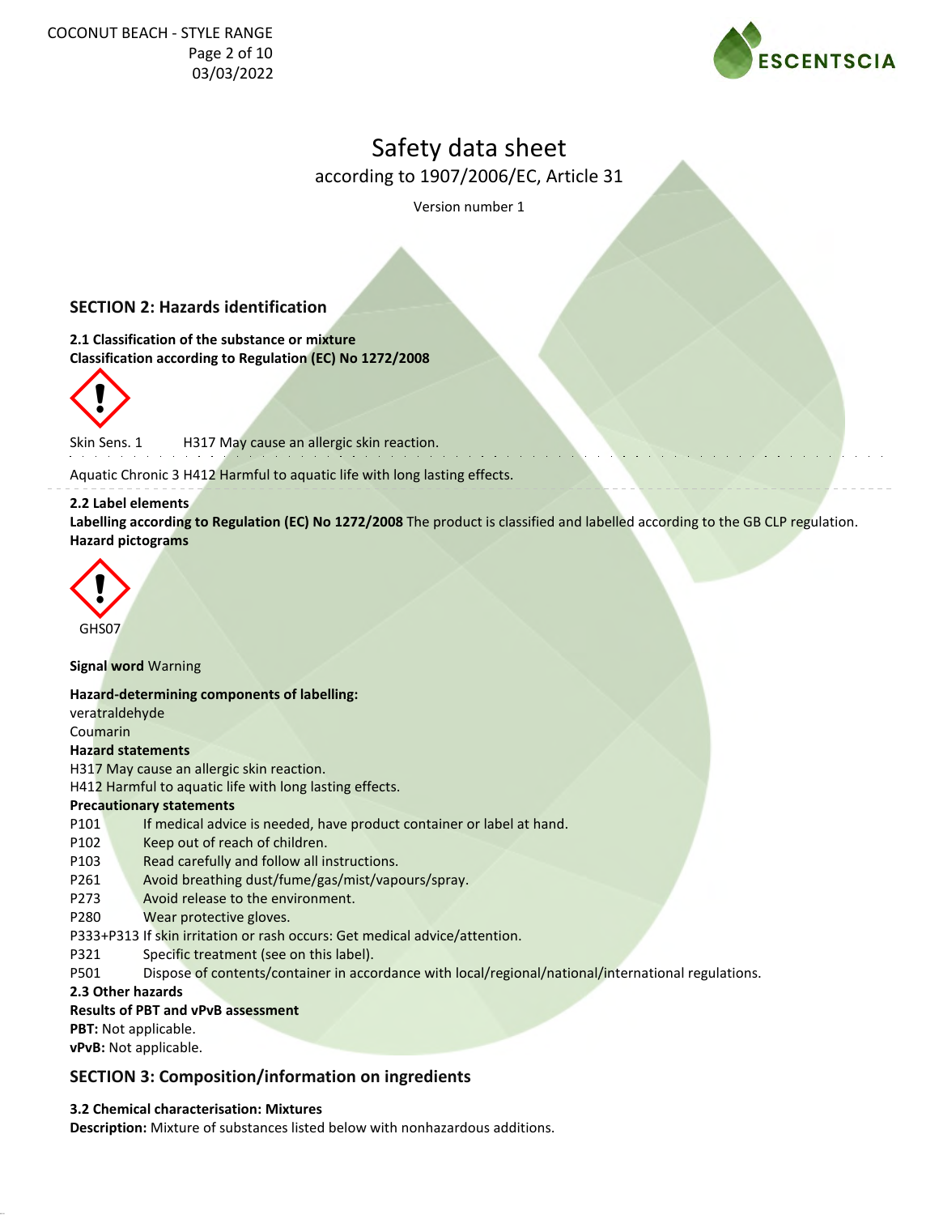# Safety data sheet

according to 1907/2006/EC, Article 31

Version number 1

## SECTION 2: Hazards identification

**2.1 Classification of the substance or mixture**
**Classification according to Regulation (EC) No 1272/2008**

Skin Sens. 1 H317 May cause an allergic skin reaction.

Aquatic Chronic 3 H412 Harmful to aquatic life with long lasting effects.

**2.2 Label elements**
**Labelling according to Regulation (EC) No 1272/2008** The product is classified and labelled according to the GB CLP regulation.
**Hazard pictograms**

GHS07

**Signal word** Warning

**Hazard-determining components of labelling:**
veratraldehyde
Coumarin

**Hazard statements**
H317 May cause an allergic skin reaction.
H412 Harmful to aquatic life with long lasting effects.

**Precautionary statements**
P101 If medical advice is needed, have product container or label at hand.
P102 Keep out of reach of children.
P103 Read carefully and follow all instructions.
P261 Avoid breathing dust/fume/gas/mist/vapours/spray.
P273 Avoid release to the environment.
P280 Wear protective gloves.
P333+P313 If skin irritation or rash occurs: Get medical advice/attention.
P321 Specific treatment (see on this label).
P501 Dispose of contents/container in accordance with local/regional/national/international regulations.

**2.3 Other hazards**
**Results of PBT and vPvB assessment**
**PBT:** Not applicable.
**vPvB:** Not applicable.

## SECTION 3: Composition/information on ingredients

**3.2 Chemical characterisation: Mixtures**
**Description:** Mixture of substances listed below with nonhazardous additions.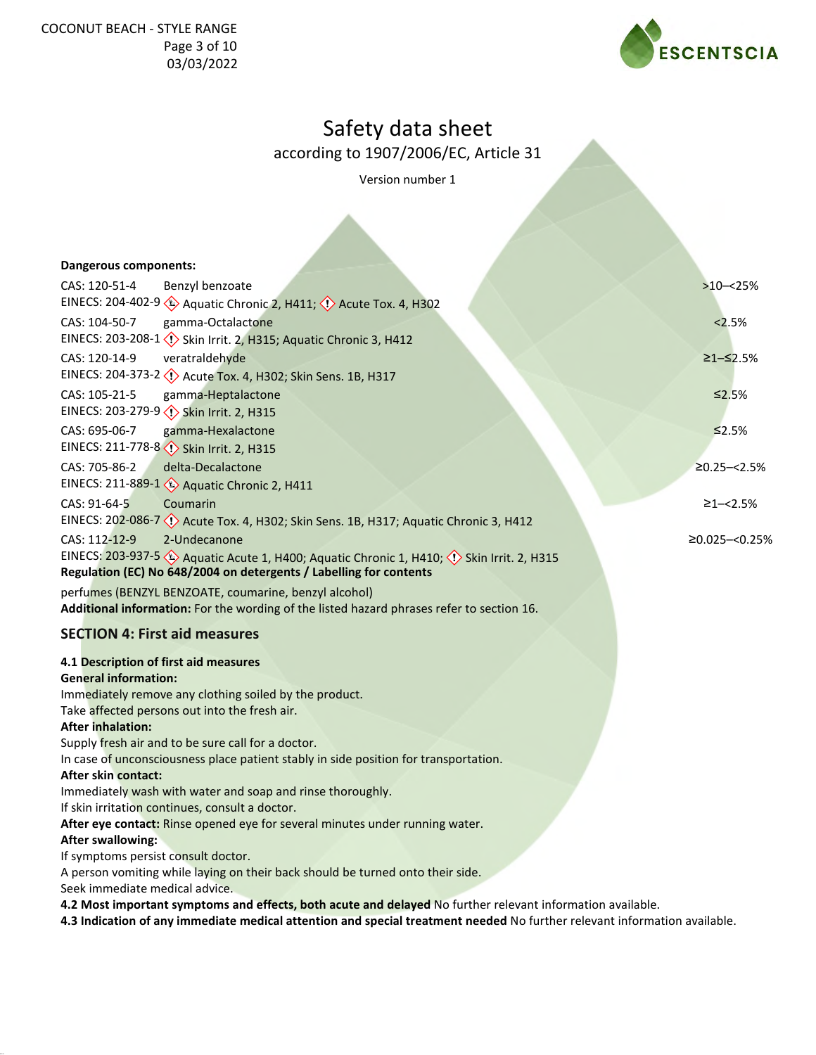# Safety data sheet

according to 1907/2006/EC, Article 31

Version number 1

**Dangerous components:**

| | | |
|---|---|---|
| CAS: 120-51-4<br>EINECS: 204-402-9 | Benzyl benzoate<br>Aquatic Chronic 2, H411; Acute Tox. 4, H302 | >10–<25% |
| CAS: 104-50-7<br>EINECS: 203-208-1 | gamma-Octalactone<br>Skin Irrit. 2, H315; Aquatic Chronic 3, H412 | <2.5% |
| CAS: 120-14-9<br>EINECS: 204-373-2 | veratraldehyde<br>Acute Tox. 4, H302; Skin Sens. 1B, H317 | ≥1–≤2.5% |
| CAS: 105-21-5<br>EINECS: 203-279-9 | gamma-Heptalactone<br>Skin Irrit. 2, H315 | ≤2.5% |
| CAS: 695-06-7<br>EINECS: 211-778-8 | gamma-Hexalactone<br>Skin Irrit. 2, H315 | ≤2.5% |
| CAS: 705-86-2<br>EINECS: 211-889-1 | delta-Decalactone<br>Aquatic Chronic 2, H411 | ≥0.25–<2.5% |
| CAS: 91-64-5<br>EINECS: 202-086-7 | Coumarin<br>Acute Tox. 4, H302; Skin Sens. 1B, H317; Aquatic Chronic 3, H412 | ≥1–<2.5% |
| CAS: 112-12-9<br>EINECS: 203-937-5 | 2-Undecanone<br>Aquatic Acute 1, H400; Aquatic Chronic 1, H410; Skin Irrit. 2, H315 | ≥0.025–<0.25% |

**Regulation (EC) No 648/2004 on detergents / Labelling for contents**

perfumes (BENZYL BENZOATE, coumarine, benzyl alcohol)

**Additional information:** For the wording of the listed hazard phrases refer to section 16.

## SECTION 4: First aid measures

**4.1 Description of first aid measures**

**General information:**

Immediately remove any clothing soiled by the product.

Take affected persons out into the fresh air.

**After inhalation:**

Supply fresh air and to be sure call for a doctor.

In case of unconsciousness place patient stably in side position for transportation.

**After skin contact:**

Immediately wash with water and soap and rinse thoroughly.

If skin irritation continues, consult a doctor.

**After eye contact:** Rinse opened eye for several minutes under running water.

**After swallowing:**

If symptoms persist consult doctor.

A person vomiting while laying on their back should be turned onto their side.

Seek immediate medical advice.

**4.2 Most important symptoms and effects, both acute and delayed** No further relevant information available.

**4.3 Indication of any immediate medical attention and special treatment needed** No further relevant information available.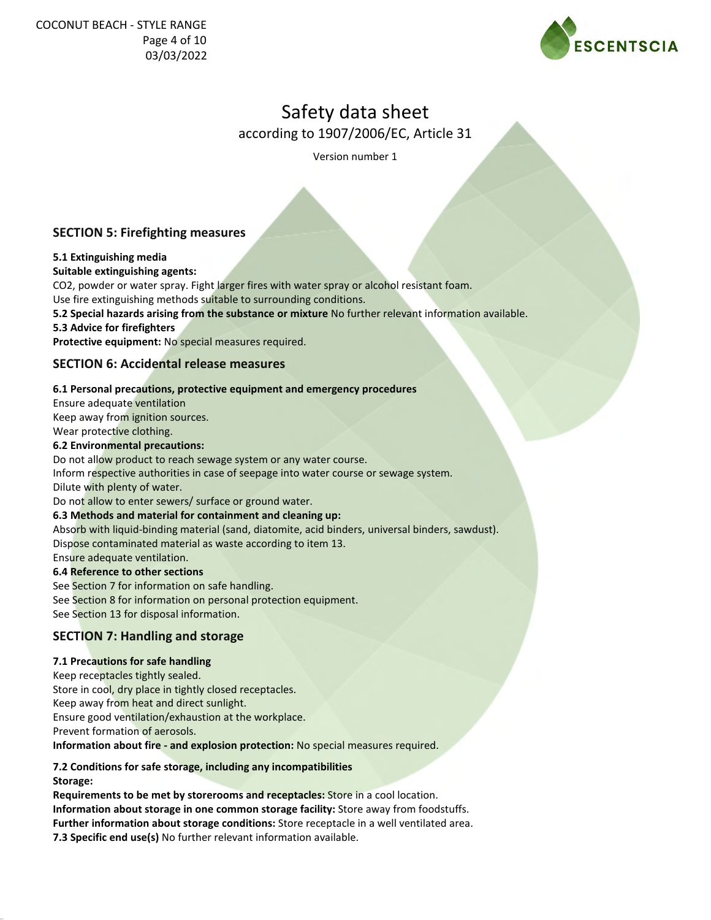# Safety data sheet

according to 1907/2006/EC, Article 31

Version number 1

## SECTION 5: Firefighting measures

**5.1 Extinguishing media**

**Suitable extinguishing agents:**

$CO_2$, powder or water spray. Fight larger fires with water spray or alcohol resistant foam.

Use fire extinguishing methods suitable to surrounding conditions.

**5.2 Special hazards arising from the substance or mixture** No further relevant information available.

**5.3 Advice for firefighters**

**Protective equipment:** No special measures required.

## SECTION 6: Accidental release measures

**6.1 Personal precautions, protective equipment and emergency procedures**

Ensure adequate ventilation

Keep away from ignition sources.

Wear protective clothing.

**6.2 Environmental precautions:**

Do not allow product to reach sewage system or any water course.

Inform respective authorities in case of seepage into water course or sewage system.

Dilute with plenty of water.

Do not allow to enter sewers/ surface or ground water.

**6.3 Methods and material for containment and cleaning up:**

Absorb with liquid-binding material (sand, diatomite, acid binders, universal binders, sawdust).

Dispose contaminated material as waste according to item 13.

Ensure adequate ventilation.

**6.4 Reference to other sections**

See Section 7 for information on safe handling.

See Section 8 for information on personal protection equipment.

See Section 13 for disposal information.

## SECTION 7: Handling and storage

**7.1 Precautions for safe handling**

Keep receptacles tightly sealed.

Store in cool, dry place in tightly closed receptacles.

Keep away from heat and direct sunlight.

Ensure good ventilation/exhaustion at the workplace.

Prevent formation of aerosols.

**Information about fire - and explosion protection:** No special measures required.

**7.2 Conditions for safe storage, including any incompatibilities**

**Storage:**

**Requirements to be met by storerooms and receptacles:** Store in a cool location.

**Information about storage in one common storage facility:** Store away from foodstuffs.

**Further information about storage conditions:** Store receptacle in a well ventilated area.

**7.3 Specific end use(s)** No further relevant information available.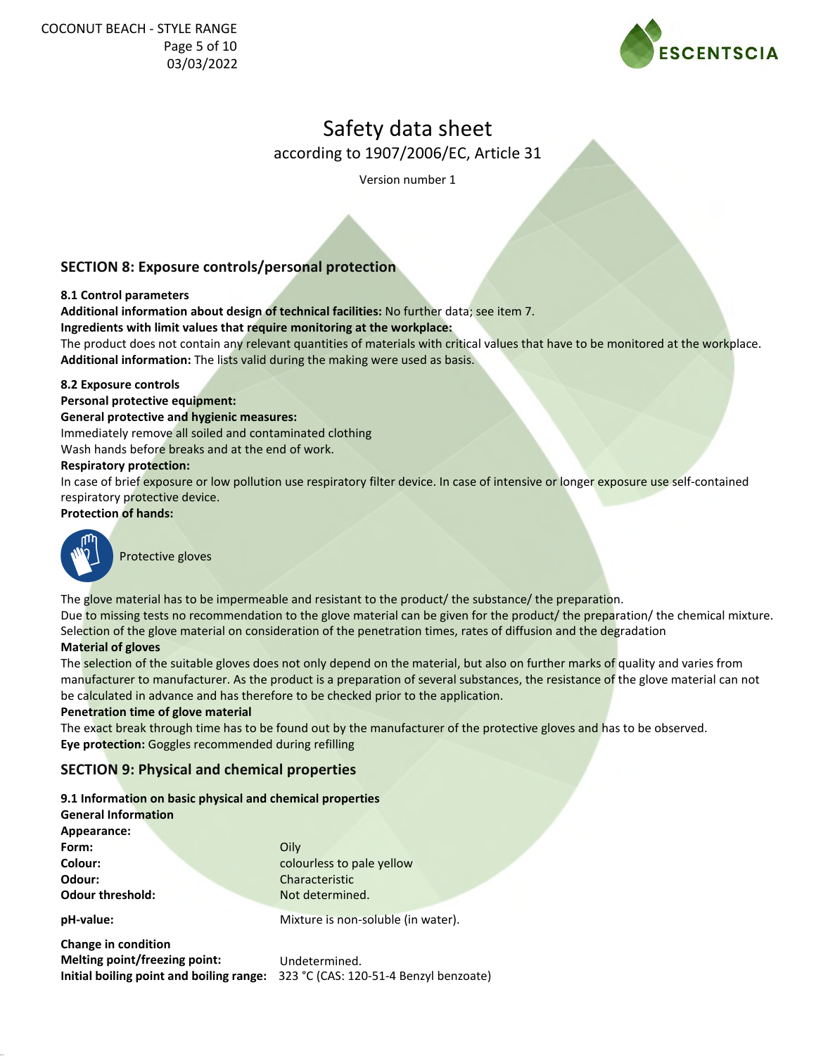# Safety data sheet

according to 1907/2006/EC, Article 31

Version number 1

## SECTION 8: Exposure controls/personal protection

**8.1 Control parameters**

**Additional information about design of technical facilities:** No further data; see item 7.

**Ingredients with limit values that require monitoring at the workplace:**

The product does not contain any relevant quantities of materials with critical values that have to be monitored at the workplace.

**Additional information:** The lists valid during the making were used as basis.

**8.2 Exposure controls**

**Personal protective equipment:**

**General protective and hygienic measures:**

Immediately remove all soiled and contaminated clothing

Wash hands before breaks and at the end of work.

**Respiratory protection:**

In case of brief exposure or low pollution use respiratory filter device. In case of intensive or longer exposure use self-contained respiratory protective device.

**Protection of hands:**

Protective gloves

The glove material has to be impermeable and resistant to the product/ the substance/ the preparation.

Due to missing tests no recommendation to the glove material can be given for the product/ the preparation/ the chemical mixture.

Selection of the glove material on consideration of the penetration times, rates of diffusion and the degradation

**Material of gloves**

The selection of the suitable gloves does not only depend on the material, but also on further marks of quality and varies from manufacturer to manufacturer. As the product is a preparation of several substances, the resistance of the glove material can not be calculated in advance and has therefore to be checked prior to the application.

**Penetration time of glove material**

The exact break through time has to be found out by the manufacturer of the protective gloves and has to be observed.

**Eye protection:** Goggles recommended during refilling

## SECTION 9: Physical and chemical properties

**9.1 Information on basic physical and chemical properties**

**General Information**

**Appearance:**

| | |
|---|---|
| **Form:** | Oily |
| **Colour:** | colourless to pale yellow |
| **Odour:** | Characteristic |
| **Odour threshold:** | Not determined. |
| **pH-value:** | Mixture is non-soluble (in water). |

**Change in condition**

| | |
|---|---|
| **Melting point/freezing point:** | Undetermined. |
| **Initial boiling point and boiling range:** | 323 °C (CAS: 120-51-4 Benzyl benzoate) |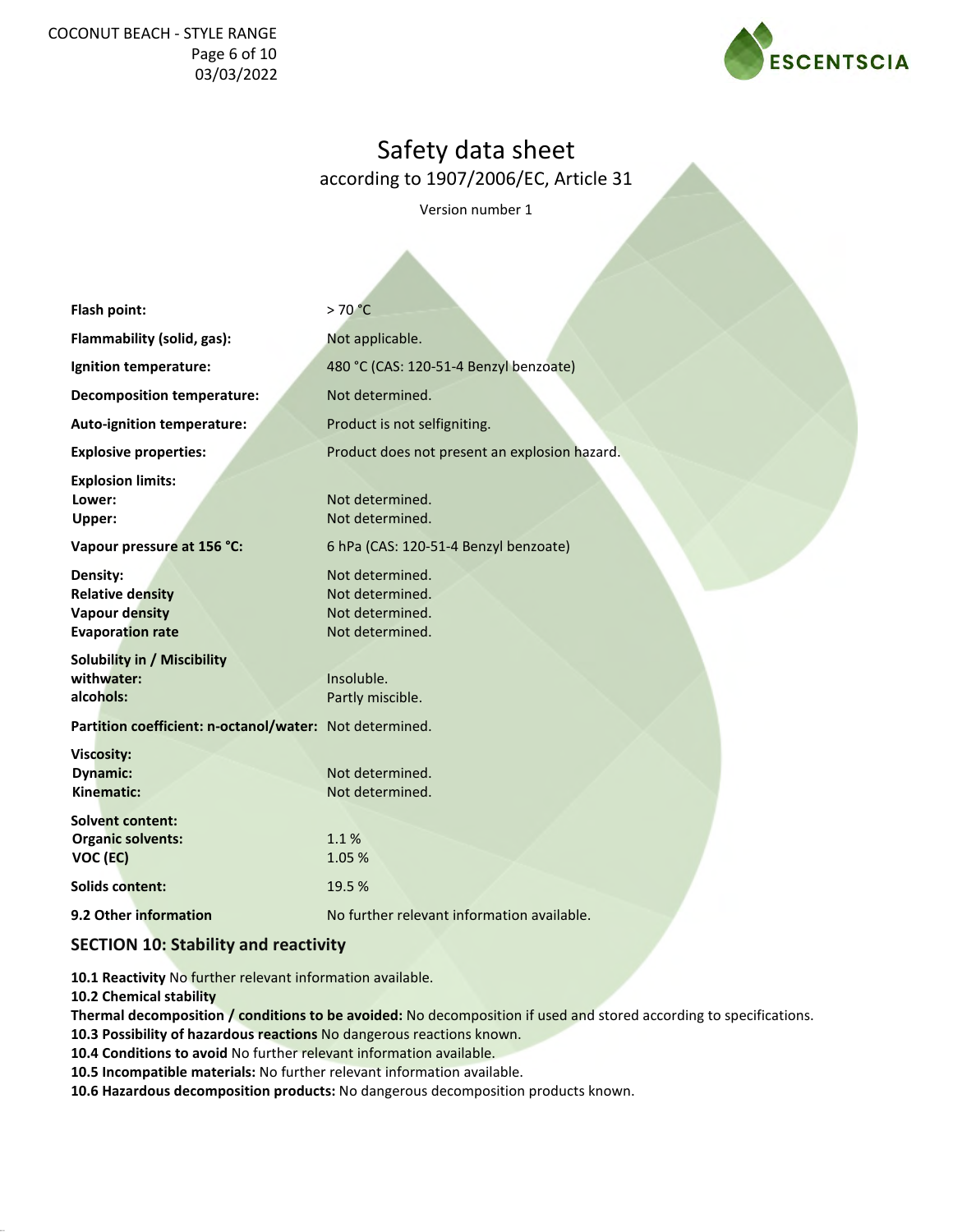# Safety data sheet

according to 1907/2006/EC, Article 31

Version number 1

| | |
|---|---|
| **Flash point:** | > 70 °C |
| **Flammability (solid, gas):** | Not applicable. |
| **Ignition temperature:** | 480 °C (CAS: 120-51-4 Benzyl benzoate) |
| **Decomposition temperature:** | Not determined. |
| **Auto-ignition temperature:** | Product is not selfigniting. |
| **Explosive properties:** | Product does not present an explosion hazard. |
| **Explosion limits:** | |
| **Lower:** | Not determined. |
| **Upper:** | Not determined. |
| **Vapour pressure at 156 °C:** | 6 hPa (CAS: 120-51-4 Benzyl benzoate) |
| **Density:** | Not determined. |
| **Relative density** | Not determined. |
| **Vapour density** | Not determined. |
| **Evaporation rate** | Not determined. |
| **Solubility in / Miscibility** | |
| **withwater:** | Insoluble. |
| **alcohols:** | Partly miscible. |
| **Partition coefficient: n-octanol/water:** | Not determined. |
| **Viscosity:** | |
| **Dynamic:** | Not determined. |
| **Kinematic:** | Not determined. |
| **Solvent content:** | |
| **Organic solvents:** | 1.1 % |
| **VOC (EC)** | 1.05 % |
| **Solids content:** | 19.5 % |
| **9.2 Other information** | No further relevant information available. |

## SECTION 10: Stability and reactivity

**10.1 Reactivity** No further relevant information available.
**10.2 Chemical stability**
**Thermal decomposition / conditions to be avoided:** No decomposition if used and stored according to specifications.
**10.3 Possibility of hazardous reactions** No dangerous reactions known.
**10.4 Conditions to avoid** No further relevant information available.
**10.5 Incompatible materials:** No further relevant information available.
**10.6 Hazardous decomposition products:** No dangerous decomposition products known.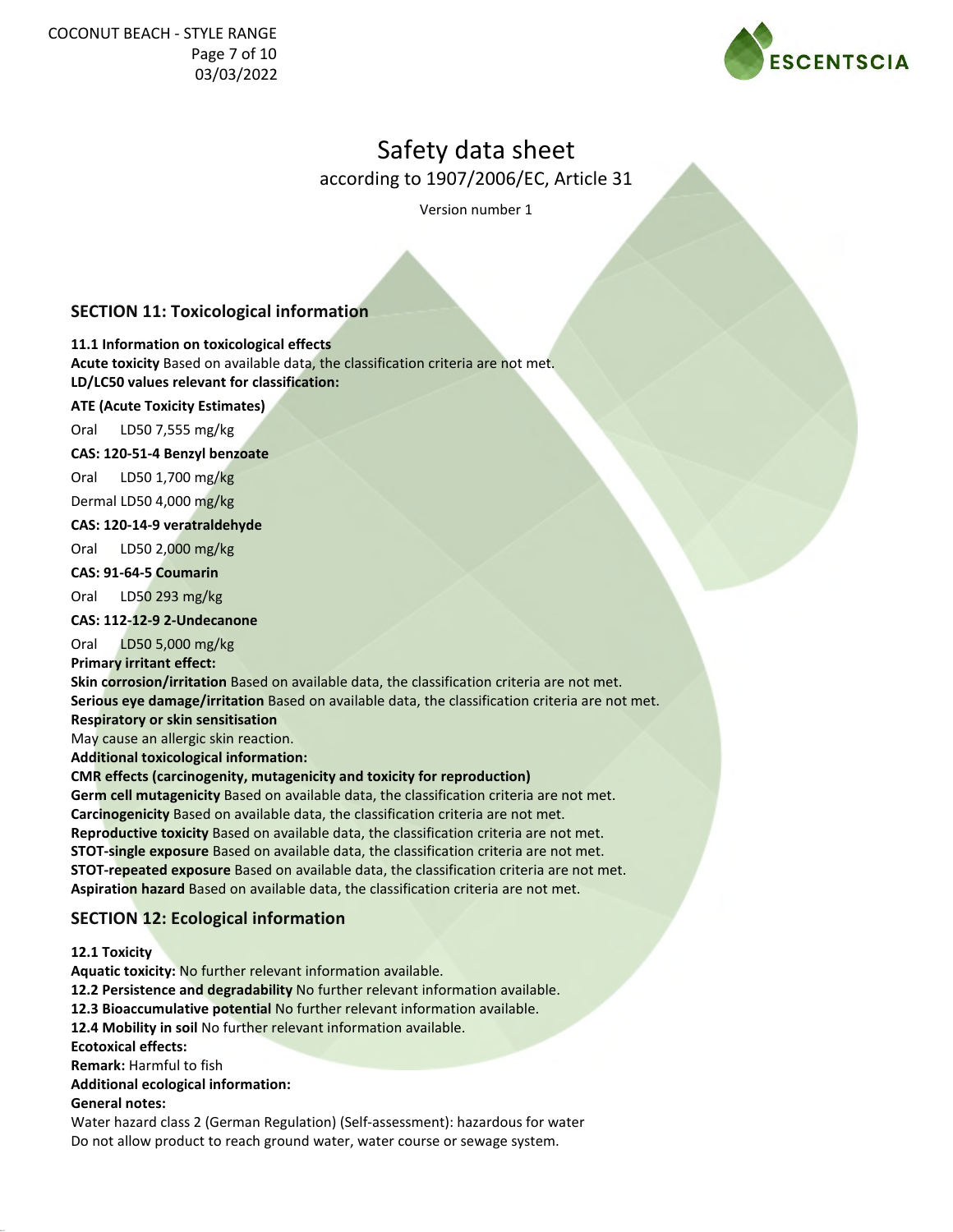# Safety data sheet

according to 1907/2006/EC, Article 31

Version number 1

## SECTION 11: Toxicological information

**11.1 Information on toxicological effects**

**Acute toxicity** Based on available data, the classification criteria are not met.

**LD/LC50 values relevant for classification:**

**ATE (Acute Toxicity Estimates)**

Oral LD50 7,555 mg/kg

**CAS: 120-51-4 Benzyl benzoate**

Oral LD50 1,700 mg/kg

Dermal LD50 4,000 mg/kg

**CAS: 120-14-9 veratraldehyde**

Oral LD50 2,000 mg/kg

**CAS: 91-64-5 Coumarin**

Oral LD50 293 mg/kg

**CAS: 112-12-9 2-Undecanone**

Oral LD50 5,000 mg/kg

**Primary irritant effect:**

**Skin corrosion/irritation** Based on available data, the classification criteria are not met.

**Serious eye damage/irritation** Based on available data, the classification criteria are not met.

**Respiratory or skin sensitisation**

May cause an allergic skin reaction.

**Additional toxicological information:**

**CMR effects (carcinogenity, mutagenicity and toxicity for reproduction)**

**Germ cell mutagenicity** Based on available data, the classification criteria are not met.

**Carcinogenicity** Based on available data, the classification criteria are not met.

**Reproductive toxicity** Based on available data, the classification criteria are not met.

**STOT-single exposure** Based on available data, the classification criteria are not met.

**STOT-repeated exposure** Based on available data, the classification criteria are not met.

**Aspiration hazard** Based on available data, the classification criteria are not met.

## SECTION 12: Ecological information

**12.1 Toxicity**

**Aquatic toxicity:** No further relevant information available.

**12.2 Persistence and degradability** No further relevant information available.

**12.3 Bioaccumulative potential** No further relevant information available.

**12.4 Mobility in soil** No further relevant information available.

**Ecotoxical effects:**

**Remark:** Harmful to fish

**Additional ecological information:**

**General notes:**

Water hazard class 2 (German Regulation) (Self-assessment): hazardous for water

Do not allow product to reach ground water, water course or sewage system.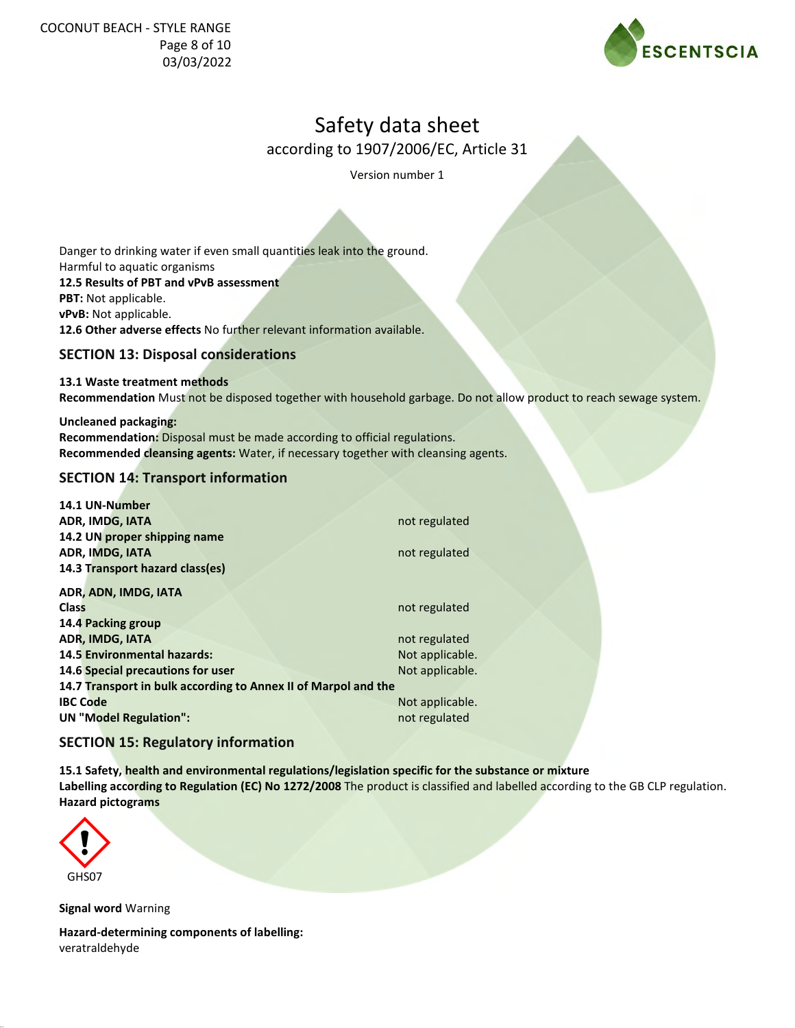Danger to drinking water if even small quantities leak into the ground.
Harmful to aquatic organisms

**12.5 Results of PBT and vPvB assessment**
**PBT:** Not applicable.
**vPvB:** Not applicable.
**12.6 Other adverse effects** No further relevant information available.

## SECTION 13: Disposal considerations

**13.1 Waste treatment methods**
**Recommendation** Must not be disposed together with household garbage. Do not allow product to reach sewage system.

**Uncleaned packaging:**
**Recommendation:** Disposal must be made according to official regulations.
**Recommended cleansing agents:** Water, if necessary together with cleansing agents.

## SECTION 14: Transport information

| | |
|---|---|
| **14.1 UN-Number** | |
| **ADR, IMDG, IATA** | not regulated |
| **14.2 UN proper shipping name** | |
| **ADR, IMDG, IATA** | not regulated |
| **14.3 Transport hazard class(es)** | |
| **ADR, ADN, IMDG, IATA** | |
| **Class** | not regulated |
| **14.4 Packing group** | |
| **ADR, IMDG, IATA** | not regulated |
| **14.5 Environmental hazards:** | Not applicable. |
| **14.6 Special precautions for user** | Not applicable. |
| **14.7 Transport in bulk according to Annex II of Marpol and the IBC Code** | Not applicable. |
| **UN "Model Regulation":** | not regulated |

## SECTION 15: Regulatory information

**15.1 Safety, health and environmental regulations/legislation specific for the substance or mixture**
**Labelling according to Regulation (EC) No 1272/2008** The product is classified and labelled according to the GB CLP regulation.
**Hazard pictograms**

GHS07

**Signal word** Warning

**Hazard-determining components of labelling:**
veratraldehyde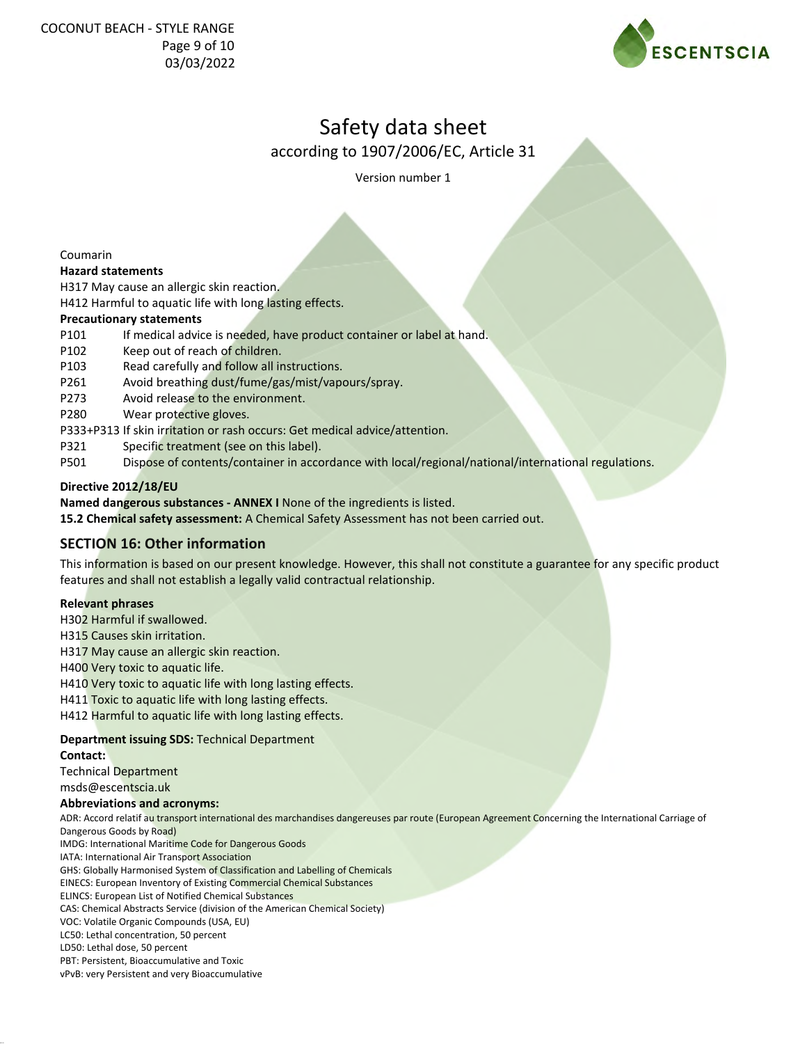Coumarin

**Hazard statements**

H317 May cause an allergic skin reaction.
H412 Harmful to aquatic life with long lasting effects.

**Precautionary statements**

P101 If medical advice is needed, have product container or label at hand.
P102 Keep out of reach of children.
P103 Read carefully and follow all instructions.
P261 Avoid breathing dust/fume/gas/mist/vapours/spray.
P273 Avoid release to the environment.
P280 Wear protective gloves.
P333+P313 If skin irritation or rash occurs: Get medical advice/attention.
P321 Specific treatment (see on this label).
P501 Dispose of contents/container in accordance with local/regional/national/international regulations.

**Directive 2012/18/EU**

**Named dangerous substances - ANNEX I** None of the ingredients is listed.

**15.2 Chemical safety assessment:** A Chemical Safety Assessment has not been carried out.

## SECTION 16: Other information

This information is based on our present knowledge. However, this shall not constitute a guarantee for any specific product features and shall not establish a legally valid contractual relationship.

**Relevant phrases**

H302 Harmful if swallowed.
H315 Causes skin irritation.
H317 May cause an allergic skin reaction.
H400 Very toxic to aquatic life.
H410 Very toxic to aquatic life with long lasting effects.
H411 Toxic to aquatic life with long lasting effects.
H412 Harmful to aquatic life with long lasting effects.

**Department issuing SDS:** Technical Department

**Contact:**

Technical Department
msds@escentscia.uk

**Abbreviations and acronyms:**

ADR: Accord relatif au transport international des marchandises dangereuses par route (European Agreement Concerning the International Carriage of Dangerous Goods by Road)
IMDG: International Maritime Code for Dangerous Goods
IATA: International Air Transport Association
GHS: Globally Harmonised System of Classification and Labelling of Chemicals
EINECS: European Inventory of Existing Commercial Chemical Substances
ELINCS: European List of Notified Chemical Substances
CAS: Chemical Abstracts Service (division of the American Chemical Society)
VOC: Volatile Organic Compounds (USA, EU)
LC50: Lethal concentration, 50 percent
LD50: Lethal dose, 50 percent
PBT: Persistent, Bioaccumulative and Toxic
vPvB: very Persistent and very Bioaccumulative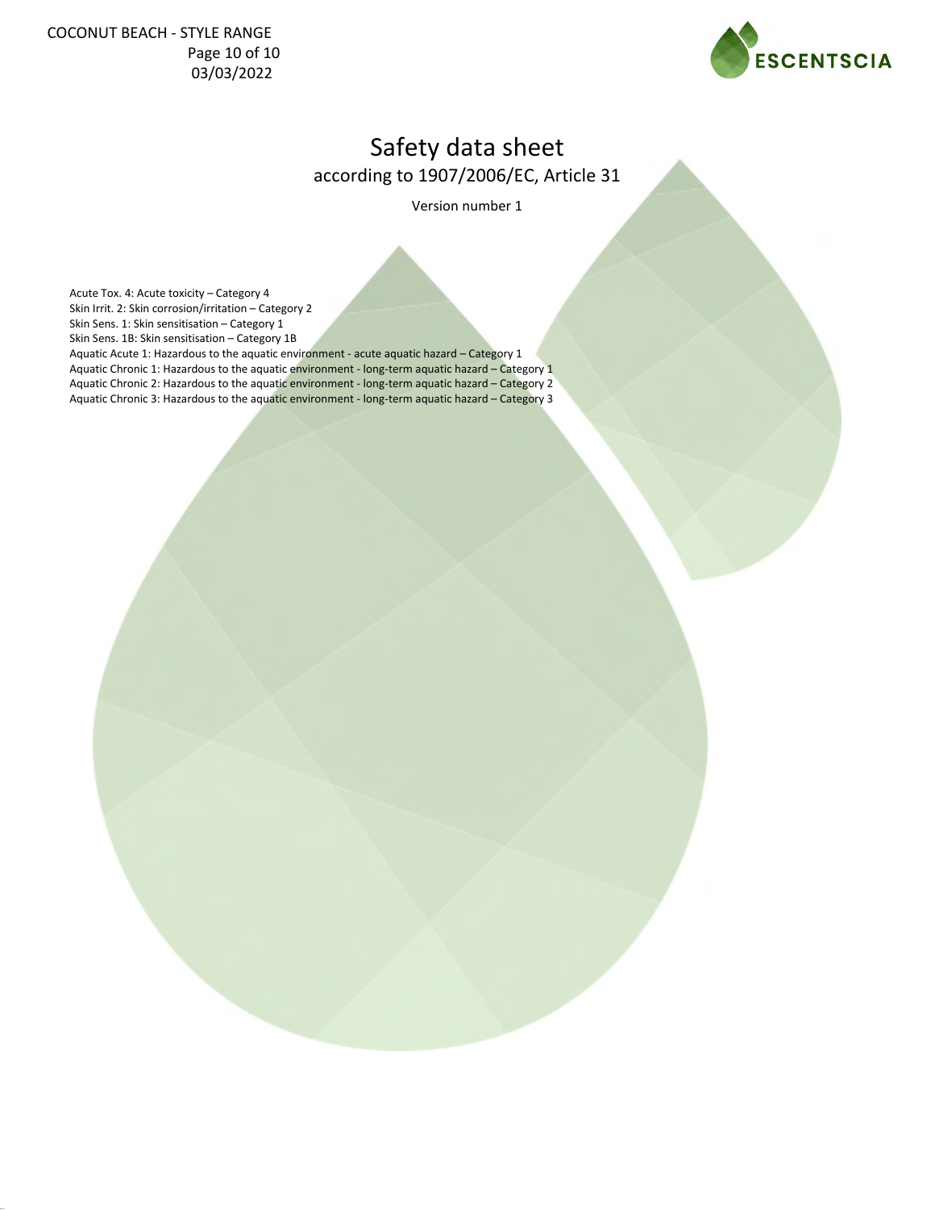# Safety data sheet

according to 1907/2006/EC, Article 31

Version number 1

Acute Tox. 4: Acute toxicity – Category 4
Skin Irrit. 2: Skin corrosion/irritation – Category 2
Skin Sens. 1: Skin sensitisation – Category 1
Skin Sens. 1B: Skin sensitisation – Category 1B
Aquatic Acute 1: Hazardous to the aquatic environment - acute aquatic hazard – Category 1
Aquatic Chronic 1: Hazardous to the aquatic environment - long-term aquatic hazard – Category 1
Aquatic Chronic 2: Hazardous to the aquatic environment - long-term aquatic hazard – Category 2
Aquatic Chronic 3: Hazardous to the aquatic environment - long-term aquatic hazard – Category 3